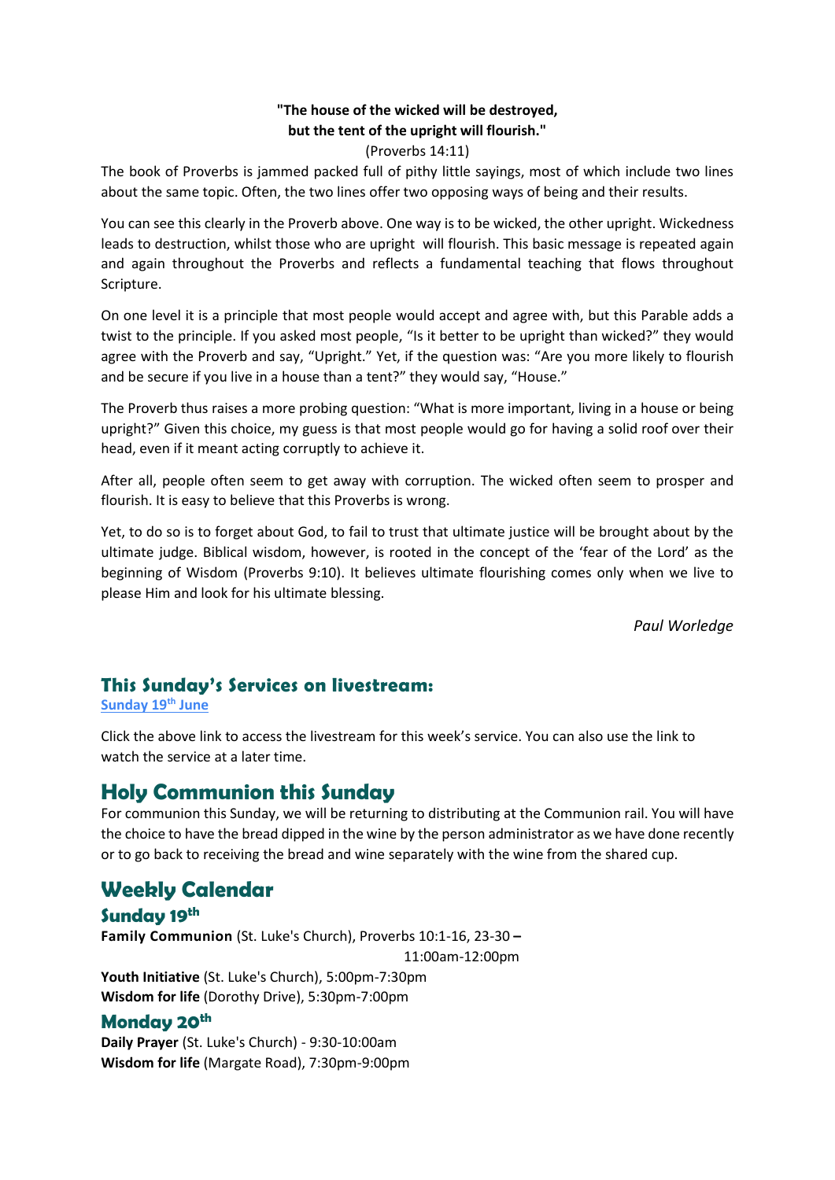**"The house of the wicked will be destroyed,**
**but the tent of the upright will flourish."**
(Proverbs 14:11)

The book of Proverbs is jammed packed full of pithy little sayings, most of which include two lines about the same topic. Often, the two lines offer two opposing ways of being and their results.

You can see this clearly in the Proverb above. One way is to be wicked, the other upright. Wickedness leads to destruction, whilst those who are upright will flourish. This basic message is repeated again and again throughout the Proverbs and reflects a fundamental teaching that flows throughout Scripture.

On one level it is a principle that most people would accept and agree with, but this Parable adds a twist to the principle. If you asked most people, "Is it better to be upright than wicked?" they would agree with the Proverb and say, "Upright." Yet, if the question was: "Are you more likely to flourish and be secure if you live in a house than a tent?" they would say, "House."

The Proverb thus raises a more probing question: "What is more important, living in a house or being upright?" Given this choice, my guess is that most people would go for having a solid roof over their head, even if it meant acting corruptly to achieve it.

After all, people often seem to get away with corruption. The wicked often seem to prosper and flourish. It is easy to believe that this Proverbs is wrong.

Yet, to do so is to forget about God, to fail to trust that ultimate justice will be brought about by the ultimate judge. Biblical wisdom, however, is rooted in the concept of the 'fear of the Lord' as the beginning of Wisdom (Proverbs 9:10). It believes ultimate flourishing comes only when we live to please Him and look for his ultimate blessing.

*Paul Worledge*

## This Sunday's Services on livestream:

[Sunday 19th June]

Click the above link to access the livestream for this week's service. You can also use the link to watch the service at a later time.

## Holy Communion this Sunday

For communion this Sunday, we will be returning to distributing at the Communion rail. You will have the choice to have the bread dipped in the wine by the person administrator as we have done recently or to go back to receiving the bread and wine separately with the wine from the shared cup.

## Weekly Calendar

### Sunday 19th

**Family Communion** (St. Luke's Church), Proverbs 10:1-16, 23-30 **–** 11:00am-12:00pm
**Youth Initiative** (St. Luke's Church), 5:00pm-7:30pm
**Wisdom for life** (Dorothy Drive), 5:30pm-7:00pm

### Monday 20th

**Daily Prayer** (St. Luke's Church) - 9:30-10:00am
**Wisdom for life** (Margate Road), 7:30pm-9:00pm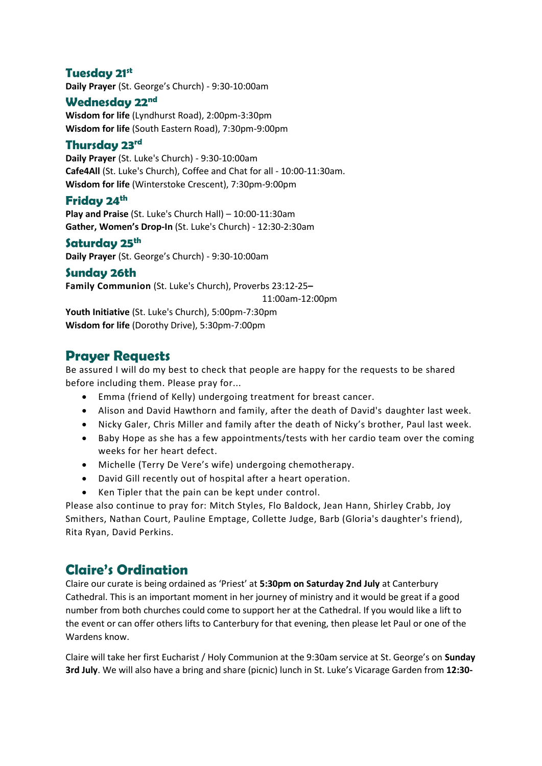### Tuesday 21st

**Daily Prayer** (St. George's Church) - 9:30-10:00am

### Wednesday 22nd

**Wisdom for life** (Lyndhurst Road), 2:00pm-3:30pm
**Wisdom for life** (South Eastern Road), 7:30pm-9:00pm

### Thursday 23rd

**Daily Prayer** (St. Luke's Church) - 9:30-10:00am
**Cafe4All** (St. Luke's Church), Coffee and Chat for all - 10:00-11:30am.
**Wisdom for life** (Winterstoke Crescent), 7:30pm-9:00pm

### Friday 24th

**Play and Praise** (St. Luke's Church Hall) – 10:00-11:30am
**Gather, Women's Drop-In** (St. Luke's Church) - 12:30-2:30am

### Saturday 25th

**Daily Prayer** (St. George's Church) - 9:30-10:00am

### Sunday 26th

**Family Communion** (St. Luke's Church), Proverbs 23:12-25**–** 11:00am-12:00pm
**Youth Initiative** (St. Luke's Church), 5:00pm-7:30pm
**Wisdom for life** (Dorothy Drive), 5:30pm-7:00pm

## Prayer Requests

Be assured I will do my best to check that people are happy for the requests to be shared before including them. Please pray for...

- Emma (friend of Kelly) undergoing treatment for breast cancer.
- Alison and David Hawthorn and family, after the death of David's daughter last week.
- Nicky Galer, Chris Miller and family after the death of Nicky's brother, Paul last week.
- Baby Hope as she has a few appointments/tests with her cardio team over the coming weeks for her heart defect.
- Michelle (Terry De Vere's wife) undergoing chemotherapy.
- David Gill recently out of hospital after a heart operation.
- Ken Tipler that the pain can be kept under control.

Please also continue to pray for: Mitch Styles, Flo Baldock, Jean Hann, Shirley Crabb, Joy Smithers, Nathan Court, Pauline Emptage, Collette Judge, Barb (Gloria's daughter's friend), Rita Ryan, David Perkins.

## Claire's Ordination

Claire our curate is being ordained as 'Priest' at **5:30pm on Saturday 2nd July** at Canterbury Cathedral. This is an important moment in her journey of ministry and it would be great if a good number from both churches could come to support her at the Cathedral. If you would like a lift to the event or can offer others lifts to Canterbury for that evening, then please let Paul or one of the Wardens know.

Claire will take her first Eucharist / Holy Communion at the 9:30am service at St. George's on **Sunday 3rd July**. We will also have a bring and share (picnic) lunch in St. Luke's Vicarage Garden from **12:30-**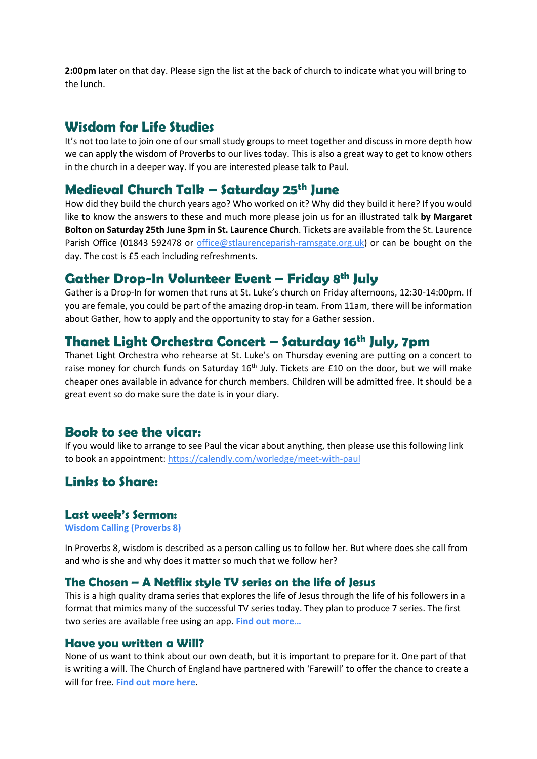**2:00pm** later on that day. Please sign the list at the back of church to indicate what you will bring to the lunch.

## Wisdom for Life Studies

It's not too late to join one of our small study groups to meet together and discuss in more depth how we can apply the wisdom of Proverbs to our lives today. This is also a great way to get to know others in the church in a deeper way. If you are interested please talk to Paul.

## Medieval Church Talk – Saturday 25th June

How did they build the church years ago? Who worked on it? Why did they build it here? If you would like to know the answers to these and much more please join us for an illustrated talk **by Margaret Bolton on Saturday 25th June 3pm in St. Laurence Church**. Tickets are available from the St. Laurence Parish Office (01843 592478 or office@stlaurenceparish-ramsgate.org.uk) or can be bought on the day. The cost is £5 each including refreshments.

## Gather Drop-In Volunteer Event – Friday 8th July

Gather is a Drop-In for women that runs at St. Luke's church on Friday afternoons, 12:30-14:00pm. If you are female, you could be part of the amazing drop-in team. From 11am, there will be information about Gather, how to apply and the opportunity to stay for a Gather session.

## Thanet Light Orchestra Concert – Saturday 16th July, 7pm

Thanet Light Orchestra who rehearse at St. Luke's on Thursday evening are putting on a concert to raise money for church funds on Saturday 16th July. Tickets are £10 on the door, but we will make cheaper ones available in advance for church members. Children will be admitted free. It should be a great event so do make sure the date is in your diary.

## Book to see the vicar:

If you would like to arrange to see Paul the vicar about anything, then please use this following link to book an appointment: https://calendly.com/worledge/meet-with-paul

## Links to Share:

### Last week's Sermon:

**Wisdom Calling (Proverbs 8)**

In Proverbs 8, wisdom is described as a person calling us to follow her. But where does she call from and who is she and why does it matter so much that we follow her?

### The Chosen – A Netflix style TV series on the life of Jesus

This is a high quality drama series that explores the life of Jesus through the life of his followers in a format that mimics many of the successful TV series today. They plan to produce 7 series. The first two series are available free using an app. **Find out more…**

### Have you written a Will?

None of us want to think about our own death, but it is important to prepare for it. One part of that is writing a will. The Church of England have partnered with 'Farewill' to offer the chance to create a will for free. **Find out more here**.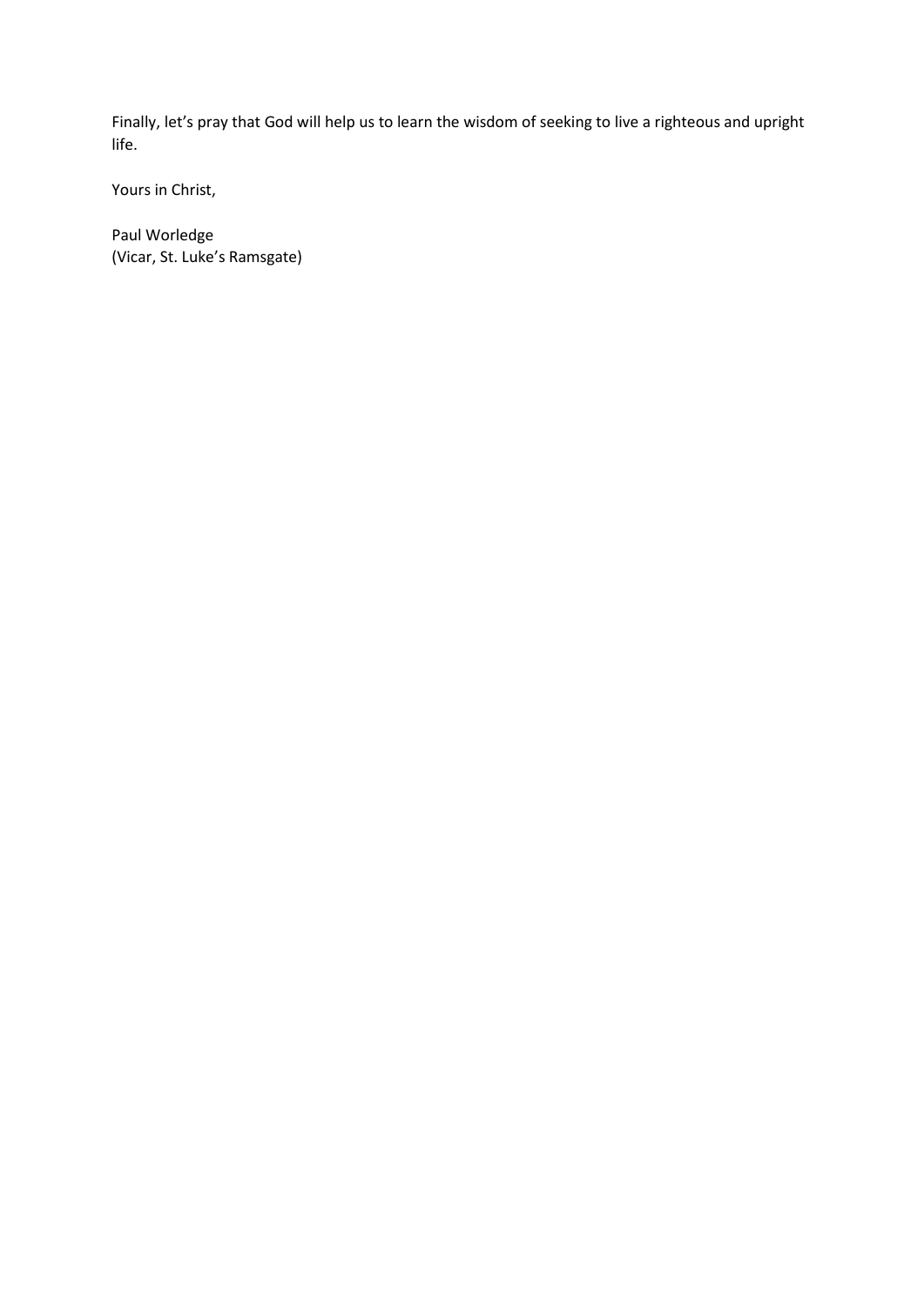Finally, let’s pray that God will help us to learn the wisdom of seeking to live a righteous and upright life.

Yours in Christ,

Paul Worledge
(Vicar, St. Luke’s Ramsgate)